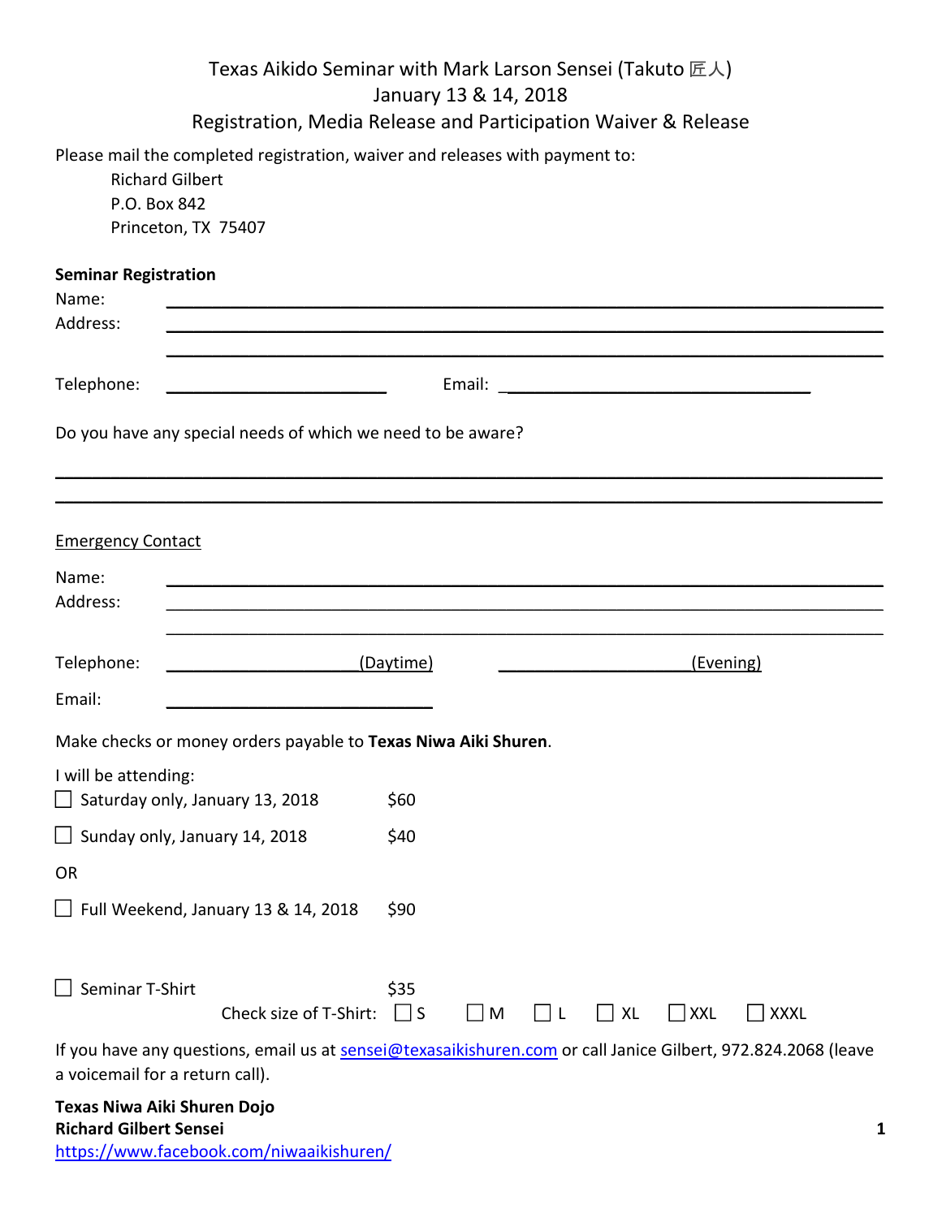# Texas Aikido Seminar with Mark Larson Sensei (Takuto 匠人)
## January 13 & 14, 2018
## Registration, Media Release and Participation Waiver & Release

Please mail the completed registration, waiver and releases with payment to:

Richard Gilbert
P.O. Box 842
Princeton, TX 75407

**Seminar Registration**

Name: ______________________________________________

Address: ______________________________________________

______________________________________________

Telephone: ____________________ Email: ______________________________

Do you have any special needs of which we need to be aware?

______________________________________________

______________________________________________

Emergency Contact

Name: ______________________________________________

Address: ______________________________________________

______________________________________________

Telephone: ____________________ (Daytime) ____________________ (Evening)

Email: ______________________________

Make checks or money orders payable to **Texas Niwa Aiki Shuren**.

I will be attending:

☐ Saturday only, January 13, 2018 $60

☐ Sunday only, January 14, 2018 $40

OR

☐ Full Weekend, January 13 & 14, 2018 $90

☐ Seminar T-Shirt $35

Check size of T-Shirt: ☐ S ☐ M ☐ L ☐ XL ☐ XXL ☐ XXXL

If you have any questions, email us at sensei@texasaikishuren.com or call Janice Gilbert, 972.824.2068 (leave a voicemail for a return call).

**Texas Niwa Aiki Shuren Dojo**
**Richard Gilbert Sensei**
https://www.facebook.com/niwaaikishuren/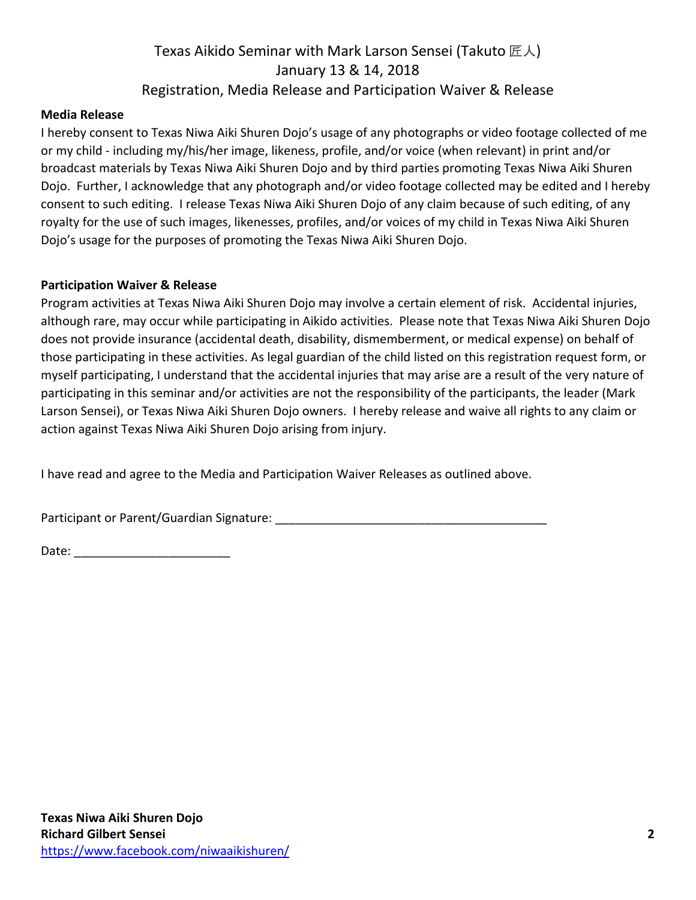# Texas Aikido Seminar with Mark Larson Sensei (Takuto 匠人)
# January 13 & 14, 2018
# Registration, Media Release and Participation Waiver & Release

**Media Release**

I hereby consent to Texas Niwa Aiki Shuren Dojo's usage of any photographs or video footage collected of me or my child - including my/his/her image, likeness, profile, and/or voice (when relevant) in print and/or broadcast materials by Texas Niwa Aiki Shuren Dojo and by third parties promoting Texas Niwa Aiki Shuren Dojo. Further, I acknowledge that any photograph and/or video footage collected may be edited and I hereby consent to such editing. I release Texas Niwa Aiki Shuren Dojo of any claim because of such editing, of any royalty for the use of such images, likenesses, profiles, and/or voices of my child in Texas Niwa Aiki Shuren Dojo's usage for the purposes of promoting the Texas Niwa Aiki Shuren Dojo.

**Participation Waiver & Release**

Program activities at Texas Niwa Aiki Shuren Dojo may involve a certain element of risk. Accidental injuries, although rare, may occur while participating in Aikido activities. Please note that Texas Niwa Aiki Shuren Dojo does not provide insurance (accidental death, disability, dismemberment, or medical expense) on behalf of those participating in these activities. As legal guardian of the child listed on this registration request form, or myself participating, I understand that the accidental injuries that may arise are a result of the very nature of participating in this seminar and/or activities are not the responsibility of the participants, the leader (Mark Larson Sensei), or Texas Niwa Aiki Shuren Dojo owners. I hereby release and waive all rights to any claim or action against Texas Niwa Aiki Shuren Dojo arising from injury.

I have read and agree to the Media and Participation Waiver Releases as outlined above.

Participant or Parent/Guardian Signature: ________________________________________

Date: _______________________

**Texas Niwa Aiki Shuren Dojo**
**Richard Gilbert Sensei**
https://www.facebook.com/niwaaikishuren/